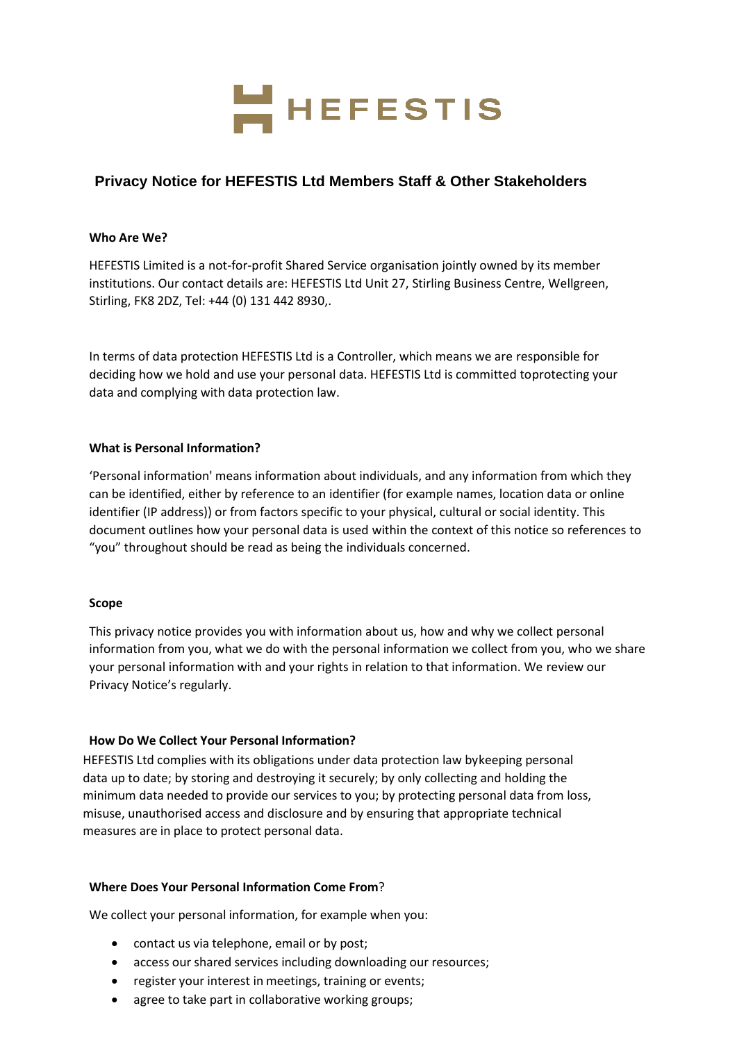HEFESTIS

# Privacy Notice for HEFESTIS Ltd Members Staff & Other Stakeholders

## Who Are We?

HEFESTIS Limited is a not-for-profit Shared Service organisation jointly owned by its member institutions. Our contact details are: HEFESTIS Ltd Unit 27, Stirling Business Centre, Wellgreen, Stirling, FK8 2DZ, Tel: +44 (0) 131 442 8930,.

In terms of data protection HEFESTIS Ltd is a Controller, which means we are responsible for deciding how we hold and use your personal data. HEFESTIS Ltd is committed toprotecting your data and complying with data protection law.

## What is Personal Information?

'Personal information' means information about individuals, and any information from which they can be identified, either by reference to an identifier (for example names, location data or online identifier (IP address)) or from factors specific to your physical, cultural or social identity. This document outlines how your personal data is used within the context of this notice so references to "you" throughout should be read as being the individuals concerned.

## Scope

This privacy notice provides you with information about us, how and why we collect personal information from you, what we do with the personal information we collect from you, who we share your personal information with and your rights in relation to that information. We review our Privacy Notice's regularly.

## How Do We Collect Your Personal Information?

HEFESTIS Ltd complies with its obligations under data protection law bykeeping personal data up to date; by storing and destroying it securely; by only collecting and holding the minimum data needed to provide our services to you; by protecting personal data from loss, misuse, unauthorised access and disclosure and by ensuring that appropriate technical measures are in place to protect personal data.

## Where Does Your Personal Information Come From?

We collect your personal information, for example when you:

- contact us via telephone, email or by post;
- access our shared services including downloading our resources;
- register your interest in meetings, training or events;
- agree to take part in collaborative working groups;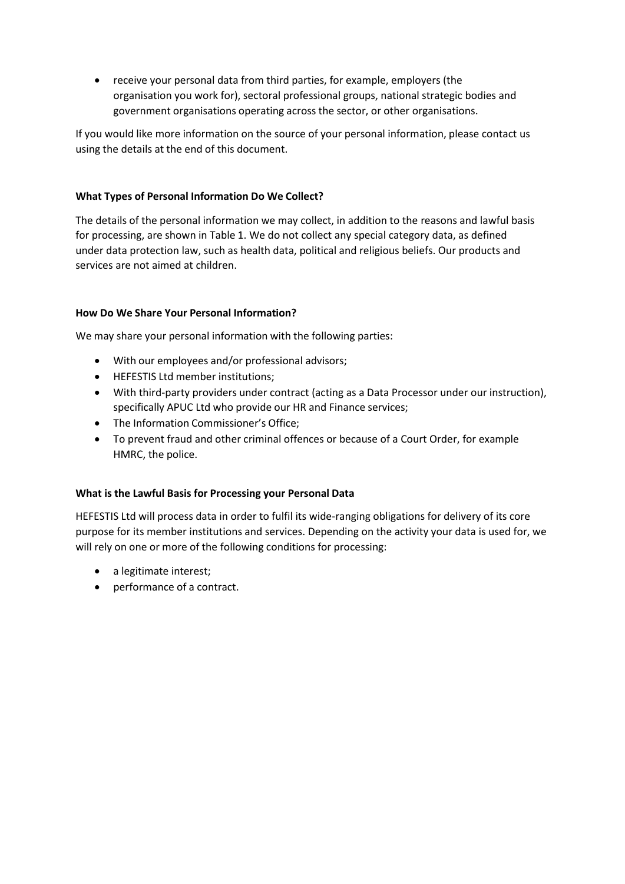- receive your personal data from third parties, for example, employers (the organisation you work for), sectoral professional groups, national strategic bodies and government organisations operating across the sector, or other organisations.

If you would like more information on the source of your personal information, please contact us using the details at the end of this document.

**What Types of Personal Information Do We Collect?**

The details of the personal information we may collect, in addition to the reasons and lawful basis for processing, are shown in Table 1. We do not collect any special category data, as defined under data protection law, such as health data, political and religious beliefs. Our products and services are not aimed at children.

**How Do We Share Your Personal Information?**

We may share your personal information with the following parties:

- With our employees and/or professional advisors;
- HEFESTIS Ltd member institutions;
- With third-party providers under contract (acting as a Data Processor under our instruction), specifically APUC Ltd who provide our HR and Finance services;
- The Information Commissioner's Office;
- To prevent fraud and other criminal offences or because of a Court Order, for example HMRC, the police.

**What is the Lawful Basis for Processing your Personal Data**

HEFESTIS Ltd will process data in order to fulfil its wide-ranging obligations for delivery of its core purpose for its member institutions and services. Depending on the activity your data is used for, we will rely on one or more of the following conditions for processing:

- a legitimate interest;
- performance of a contract.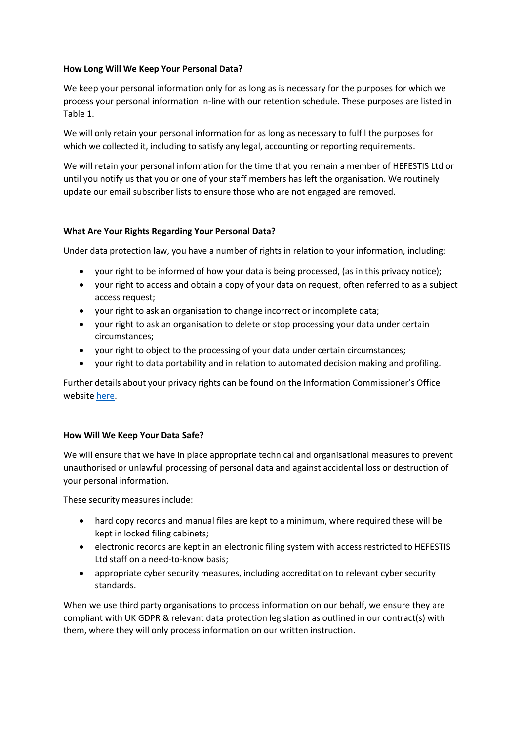**How Long Will We Keep Your Personal Data?**

We keep your personal information only for as long as is necessary for the purposes for which we process your personal information in-line with our retention schedule. These purposes are listed in Table 1.

We will only retain your personal information for as long as necessary to fulfil the purposes for which we collected it, including to satisfy any legal, accounting or reporting requirements.

We will retain your personal information for the time that you remain a member of HEFESTIS Ltd or until you notify us that you or one of your staff members has left the organisation. We routinely update our email subscriber lists to ensure those who are not engaged are removed.

**What Are Your Rights Regarding Your Personal Data?**

Under data protection law, you have a number of rights in relation to your information, including:

- your right to be informed of how your data is being processed, (as in this privacy notice);
- your right to access and obtain a copy of your data on request, often referred to as a subject access request;
- your right to ask an organisation to change incorrect or incomplete data;
- your right to ask an organisation to delete or stop processing your data under certain circumstances;
- your right to object to the processing of your data under certain circumstances;
- your right to data portability and in relation to automated decision making and profiling.

Further details about your privacy rights can be found on the Information Commissioner's Office website here.

**How Will We Keep Your Data Safe?**

We will ensure that we have in place appropriate technical and organisational measures to prevent unauthorised or unlawful processing of personal data and against accidental loss or destruction of your personal information.

These security measures include:

- hard copy records and manual files are kept to a minimum, where required these will be kept in locked filing cabinets;
- electronic records are kept in an electronic filing system with access restricted to HEFESTIS Ltd staff on a need-to-know basis;
- appropriate cyber security measures, including accreditation to relevant cyber security standards.

When we use third party organisations to process information on our behalf, we ensure they are compliant with UK GDPR & relevant data protection legislation as outlined in our contract(s) with them, where they will only process information on our written instruction.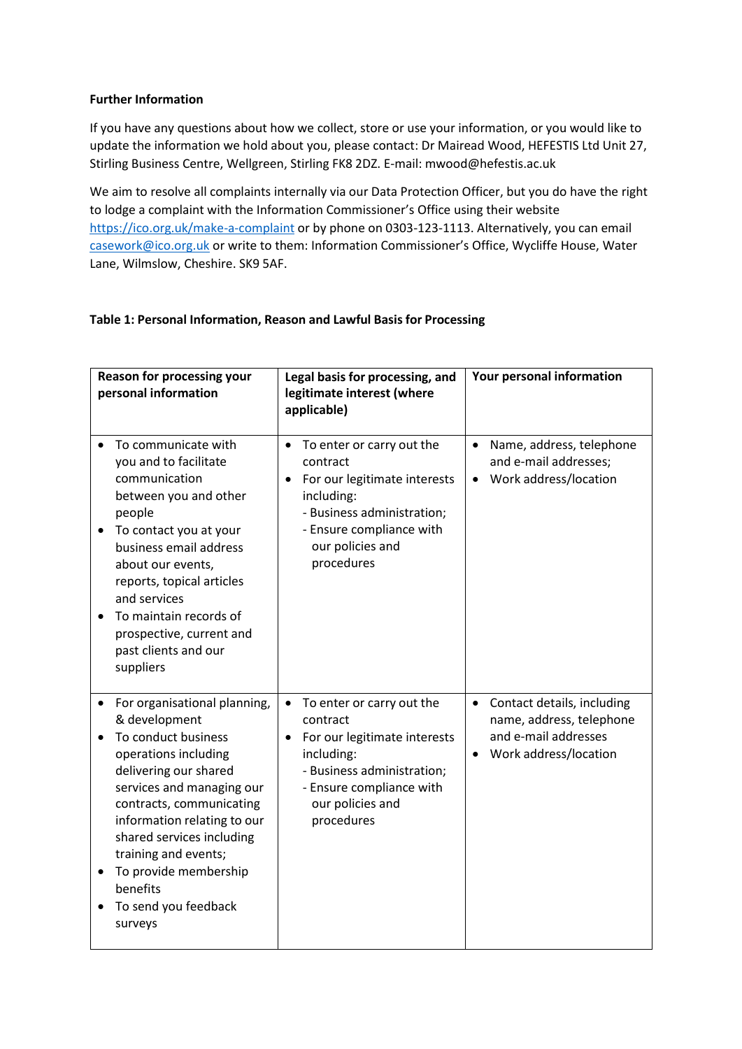**Further Information**

If you have any questions about how we collect, store or use your information, or you would like to update the information we hold about you, please contact: Dr Mairead Wood, HEFESTIS Ltd Unit 27, Stirling Business Centre, Wellgreen, Stirling FK8 2DZ. E-mail: mwood@hefestis.ac.uk

We aim to resolve all complaints internally via our Data Protection Officer, but you do have the right to lodge a complaint with the Information Commissioner's Office using their website https://ico.org.uk/make-a-complaint or by phone on 0303-123-1113. Alternatively, you can email casework@ico.org.uk or write to them: Information Commissioner's Office, Wycliffe House, Water Lane, Wilmslow, Cheshire. SK9 5AF.

**Table 1: Personal Information, Reason and Lawful Basis for Processing**

| Reason for processing your personal information | Legal basis for processing, and legitimate interest (where applicable) | Your personal information |
|---|---|---|
| • To communicate with you and to facilitate communication between you and other people<br>• To contact you at your business email address about our events, reports, topical articles and services<br>• To maintain records of prospective, current and past clients and our suppliers | • To enter or carry out the contract<br>• For our legitimate interests including:<br>- Business administration;<br>- Ensure compliance with our policies and procedures | • Name, address, telephone and e-mail addresses;<br>• Work address/location |
| • For organisational planning, & development<br>• To conduct business operations including delivering our shared services and managing our contracts, communicating information relating to our shared services including training and events;<br>• To provide membership benefits<br>• To send you feedback surveys | • To enter or carry out the contract<br>• For our legitimate interests including:<br>- Business administration;<br>- Ensure compliance with our policies and procedures | • Contact details, including name, address, telephone and e-mail addresses<br>• Work address/location |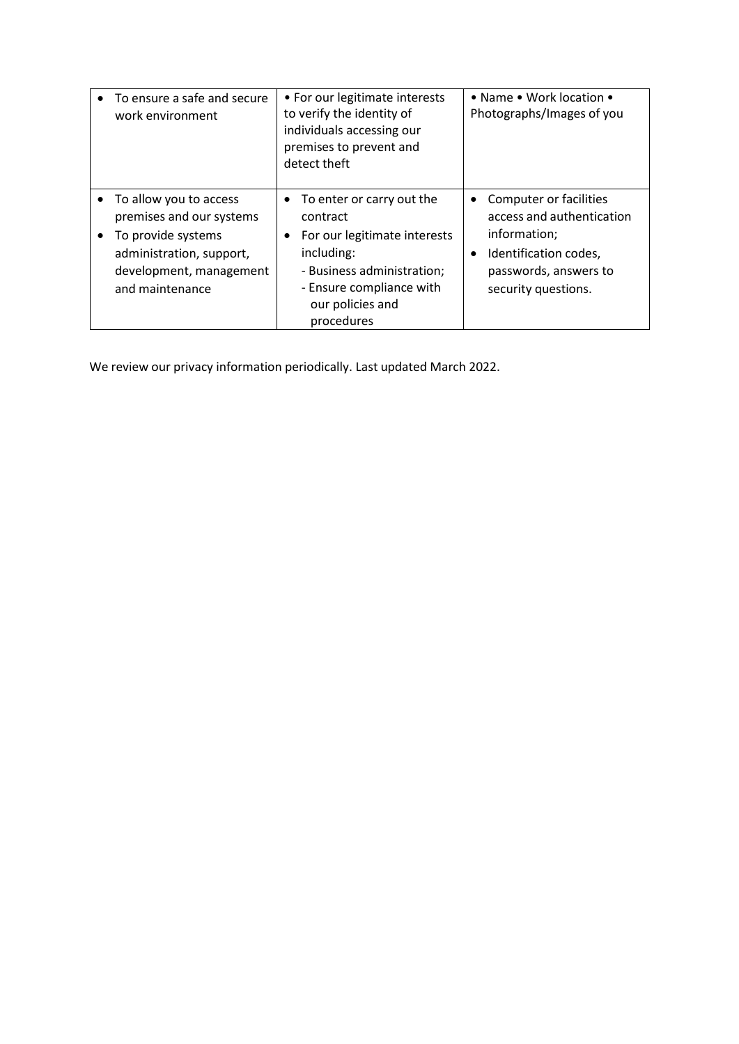| | | |
|---|---|---|
| • To ensure a safe and secure work environment | • For our legitimate interests to verify the identity of individuals accessing our premises to prevent and detect theft | • Name • Work location • Photographs/Images of you |
| • To allow you to access premises and our systems<br>• To provide systems administration, support, development, management and maintenance | • To enter or carry out the contract<br>• For our legitimate interests including:<br>- Business administration;<br>- Ensure compliance with our policies and procedures | • Computer or facilities access and authentication information;<br>• Identification codes, passwords, answers to security questions. |

We review our privacy information periodically. Last updated March 2022.